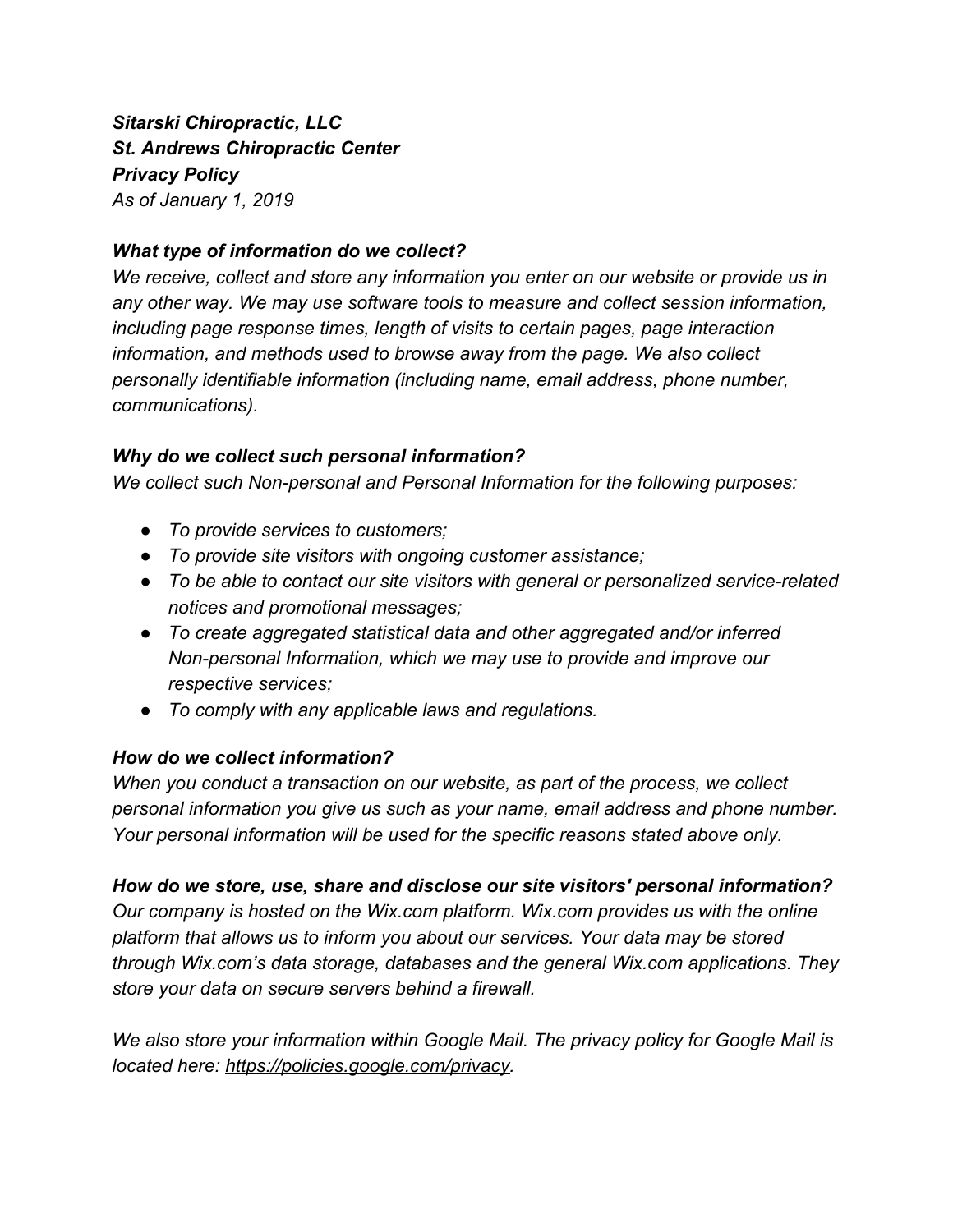***Sitarski Chiropractic, LLC***
***St. Andrews Chiropractic Center***
***Privacy Policy***
*As of January 1, 2019*

### ***What type of information do we collect?***

*We receive, collect and store any information you enter on our website or provide us in any other way. We may use software tools to measure and collect session information, including page response times, length of visits to certain pages, page interaction information, and methods used to browse away from the page. We also collect personally identifiable information (including name, email address, phone number, communications).*

### ***Why do we collect such personal information?***

*We collect such Non-personal and Personal Information for the following purposes:*

- *To provide services to customers;*
- *To provide site visitors with ongoing customer assistance;*
- *To be able to contact our site visitors with general or personalized service-related notices and promotional messages;*
- *To create aggregated statistical data and other aggregated and/or inferred Non-personal Information, which we may use to provide and improve our respective services;*
- *To comply with any applicable laws and regulations.*

### ***How do we collect information?***

*When you conduct a transaction on our website, as part of the process, we collect personal information you give us such as your name, email address and phone number. Your personal information will be used for the specific reasons stated above only.*

### ***How do we store, use, share and disclose our site visitors' personal information?***

*Our company is hosted on the Wix.com platform. Wix.com provides us with the online platform that allows us to inform you about our services. Your data may be stored through Wix.com's data storage, databases and the general Wix.com applications. They store your data on secure servers behind a firewall.*

*We also store your information within Google Mail. The privacy policy for Google Mail is located here: [https://policies.google.com/privacy](https://policies.google.com/privacy).*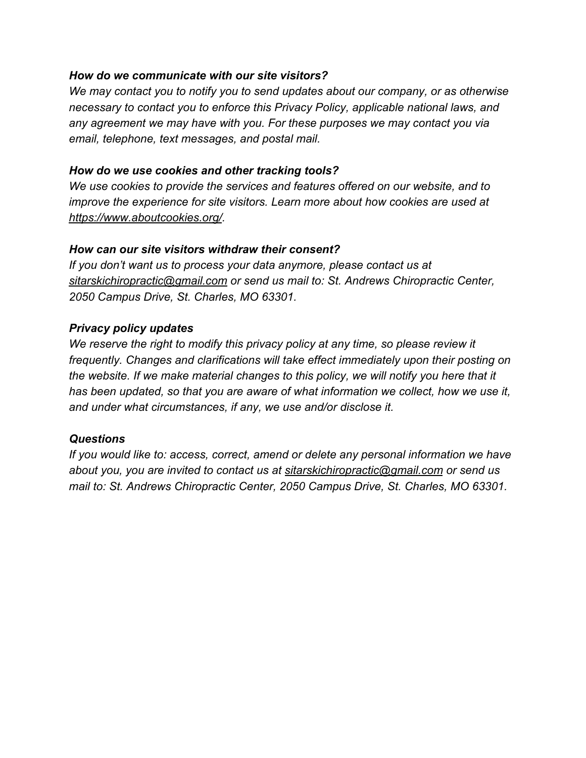***How do we communicate with our site visitors?***

*We may contact you to notify you to send updates about our company, or as otherwise necessary to contact you to enforce this Privacy Policy, applicable national laws, and any agreement we may have with you. For these purposes we may contact you via email, telephone, text messages, and postal mail.*

***How do we use cookies and other tracking tools?***

*We use cookies to provide the services and features offered on our website, and to improve the experience for site visitors. Learn more about how cookies are used at [https://www.aboutcookies.org/](https://www.aboutcookies.org/).*

***How can our site visitors withdraw their consent?***

*If you don't want us to process your data anymore, please contact us at [sitarskichiropractic@gmail.com](mailto:sitarskichiropractic@gmail.com) or send us mail to: St. Andrews Chiropractic Center, 2050 Campus Drive, St. Charles, MO 63301.*

***Privacy policy updates***

*We reserve the right to modify this privacy policy at any time, so please review it frequently. Changes and clarifications will take effect immediately upon their posting on the website. If we make material changes to this policy, we will notify you here that it has been updated, so that you are aware of what information we collect, how we use it, and under what circumstances, if any, we use and/or disclose it.*

***Questions***

*If you would like to: access, correct, amend or delete any personal information we have about you, you are invited to contact us at [sitarskichiropractic@gmail.com](mailto:sitarskichiropractic@gmail.com) or send us mail to: St. Andrews Chiropractic Center, 2050 Campus Drive, St. Charles, MO 63301.*